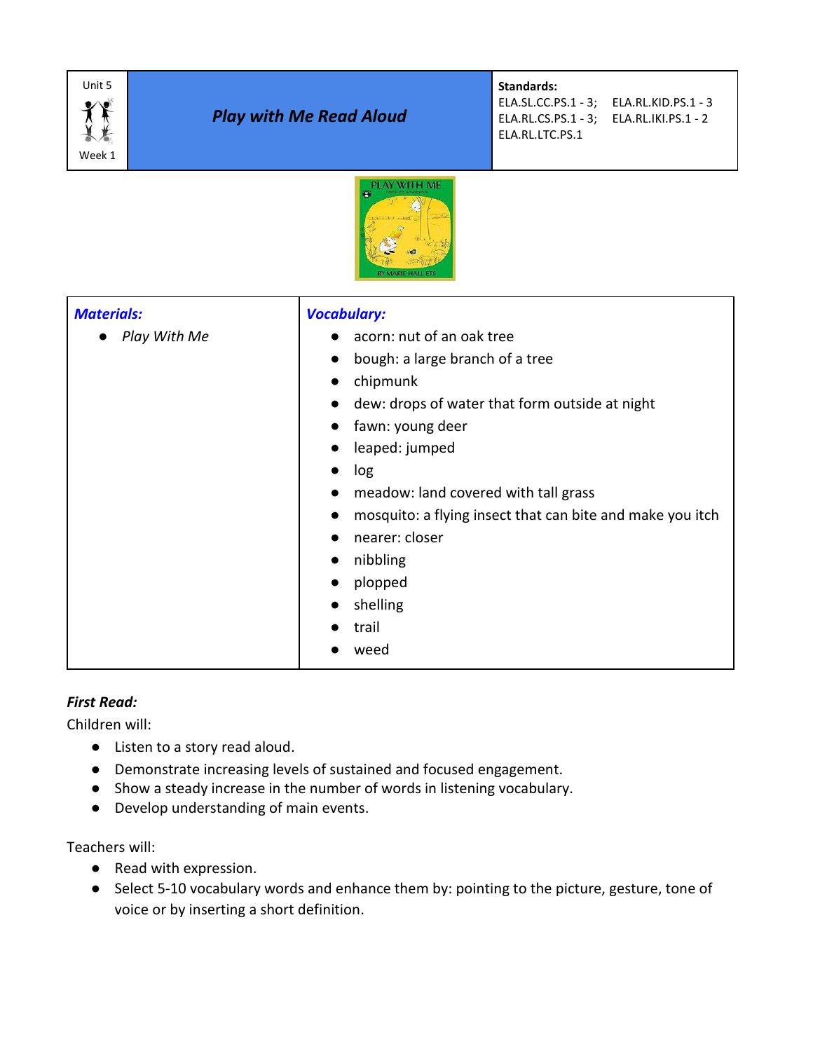| Unit 5 Week 1 | ***Play with Me Read Aloud*** | **Standards:** ELA.SL.CC.PS.1 - 3; ELA.RL.KID.PS.1 - 3 ELA.RL.CS.PS.1 - 3; ELA.RL.IKI.PS.1 - 2 ELA.RL.LTC.PS.1 |
|---|---|---|

| ***Materials:*** | ***Vocabulary:*** |
|---|---|
| • *Play With Me* | • acorn: nut of an oak tree<br>• bough: a large branch of a tree<br>• chipmunk<br>• dew: drops of water that form outside at night<br>• fawn: young deer<br>• leaped: jumped<br>• log<br>• meadow: land covered with tall grass<br>• mosquito: a flying insect that can bite and make you itch<br>• nearer: closer<br>• nibbling<br>• plopped<br>• shelling<br>• trail<br>• weed |

***First Read:***

Children will:

- Listen to a story read aloud.
- Demonstrate increasing levels of sustained and focused engagement.
- Show a steady increase in the number of words in listening vocabulary.
- Develop understanding of main events.

Teachers will:

- Read with expression.
- Select 5-10 vocabulary words and enhance them by: pointing to the picture, gesture, tone of voice or by inserting a short definition.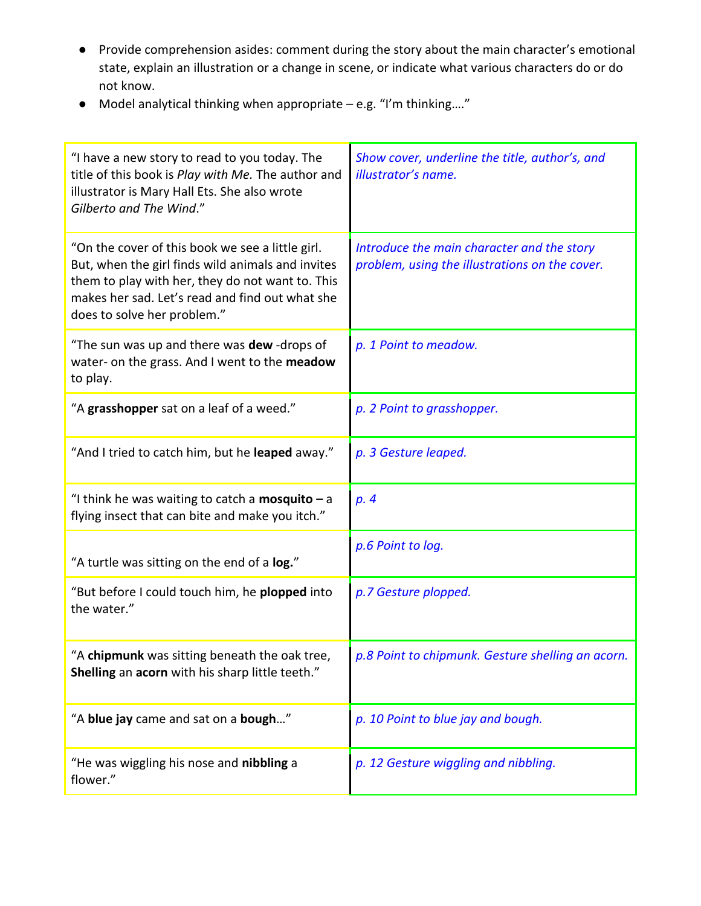- Provide comprehension asides: comment during the story about the main character's emotional state, explain an illustration or a change in scene, or indicate what various characters do or do not know.
- Model analytical thinking when appropriate – e.g. "I'm thinking…."

| | |
|---|---|
| "I have a new story to read to you today. The title of this book is *Play with Me.* The author and illustrator is Mary Hall Ets. She also wrote *Gilberto and The Wind*." | *Show cover, underline the title, author's, and illustrator's name.* |
| "On the cover of this book we see a little girl. But, when the girl finds wild animals and invites them to play with her, they do not want to. This makes her sad. Let's read and find out what she does to solve her problem." | *Introduce the main character and the story problem, using the illustrations on the cover.* |
| "The sun was up and there was **dew** -drops of water- on the grass. And I went to the **meadow** to play. | *p. 1 Point to meadow.* |
| "A **grasshopper** sat on a leaf of a weed." | *p. 2 Point to grasshopper.* |
| "And I tried to catch him, but he **leaped** away." | *p. 3 Gesture leaped.* |
| "I think he was waiting to catch a **mosquito –** a flying insect that can bite and make you itch." | *p. 4* |
| "A turtle was sitting on the end of a **log.**" | *p.6 Point to log.* |
| "But before I could touch him, he **plopped** into the water." | *p.7 Gesture plopped.* |
| "A **chipmunk** was sitting beneath the oak tree, **Shelling** an **acorn** with his sharp little teeth." | *p.8 Point to chipmunk. Gesture shelling an acorn.* |
| "A **blue jay** came and sat on a **bough**…" | *p. 10 Point to blue jay and bough.* |
| "He was wiggling his nose and **nibbling** a flower." | *p. 12 Gesture wiggling and nibbling.* |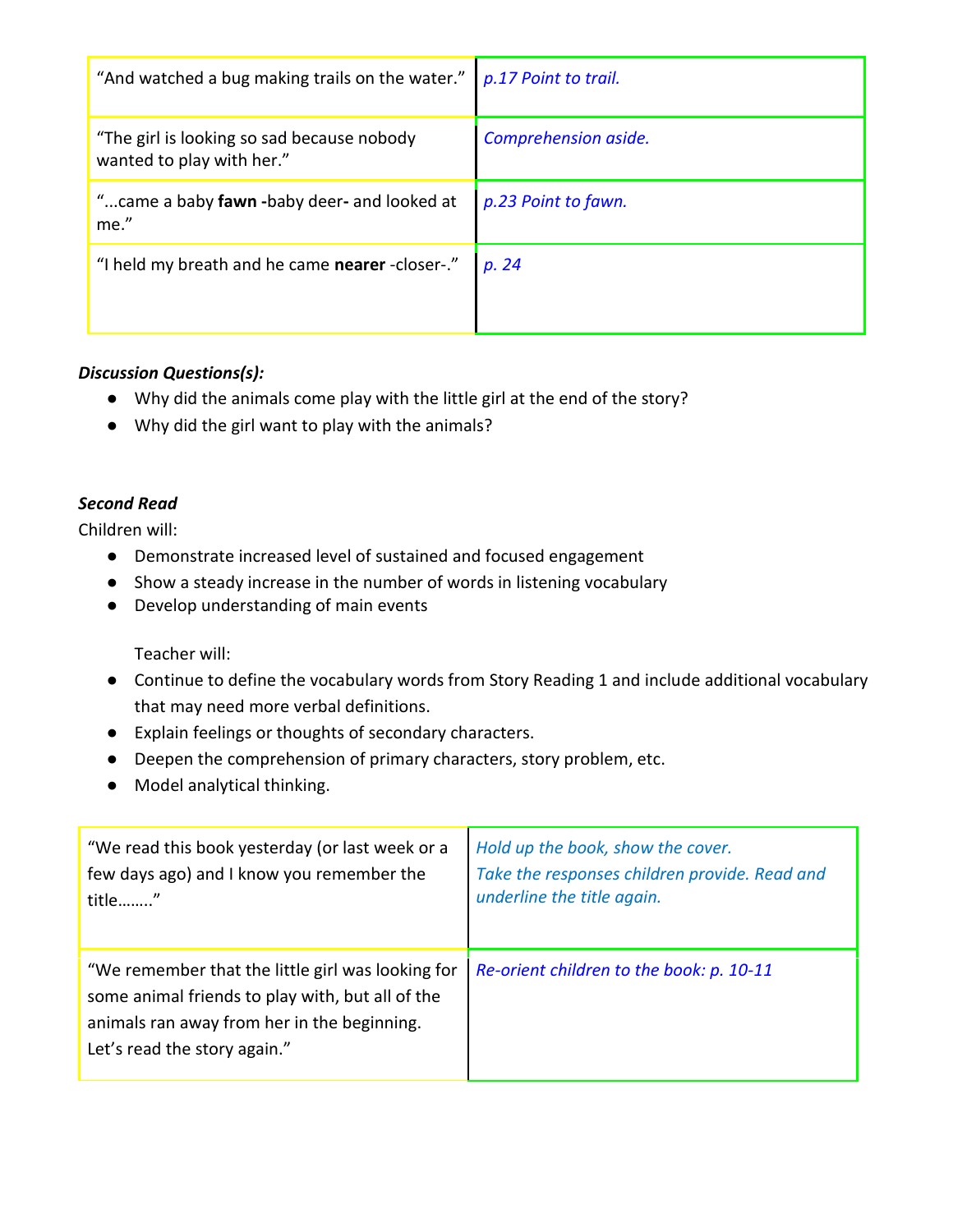| | |
|---|---|
| "And watched a bug making trails on the water." | *p.17 Point to trail.* |
| "The girl is looking so sad because nobody wanted to play with her." | *Comprehension aside.* |
| "...came a baby **fawn -**baby deer**-** and looked at me." | *p.23 Point to fawn.* |
| "I held my breath and he came **nearer** -closer-." | *p. 24* |

***Discussion Questions(s):***

- Why did the animals come play with the little girl at the end of the story?
- Why did the girl want to play with the animals?

***Second Read***

Children will:

- Demonstrate increased level of sustained and focused engagement
- Show a steady increase in the number of words in listening vocabulary
- Develop understanding of main events

Teacher will:

- Continue to define the vocabulary words from Story Reading 1 and include additional vocabulary that may need more verbal definitions.
- Explain feelings or thoughts of secondary characters.
- Deepen the comprehension of primary characters, story problem, etc.
- Model analytical thinking.

| | |
|---|---|
| "We read this book yesterday (or last week or a few days ago) and I know you remember the title…….." | *Hold up the book, show the cover.* *Take the responses children provide. Read and underline the title again.* |
| "We remember that the little girl was looking for some animal friends to play with, but all of the animals ran away from her in the beginning. Let's read the story again." | *Re-orient children to the book: p. 10-11* |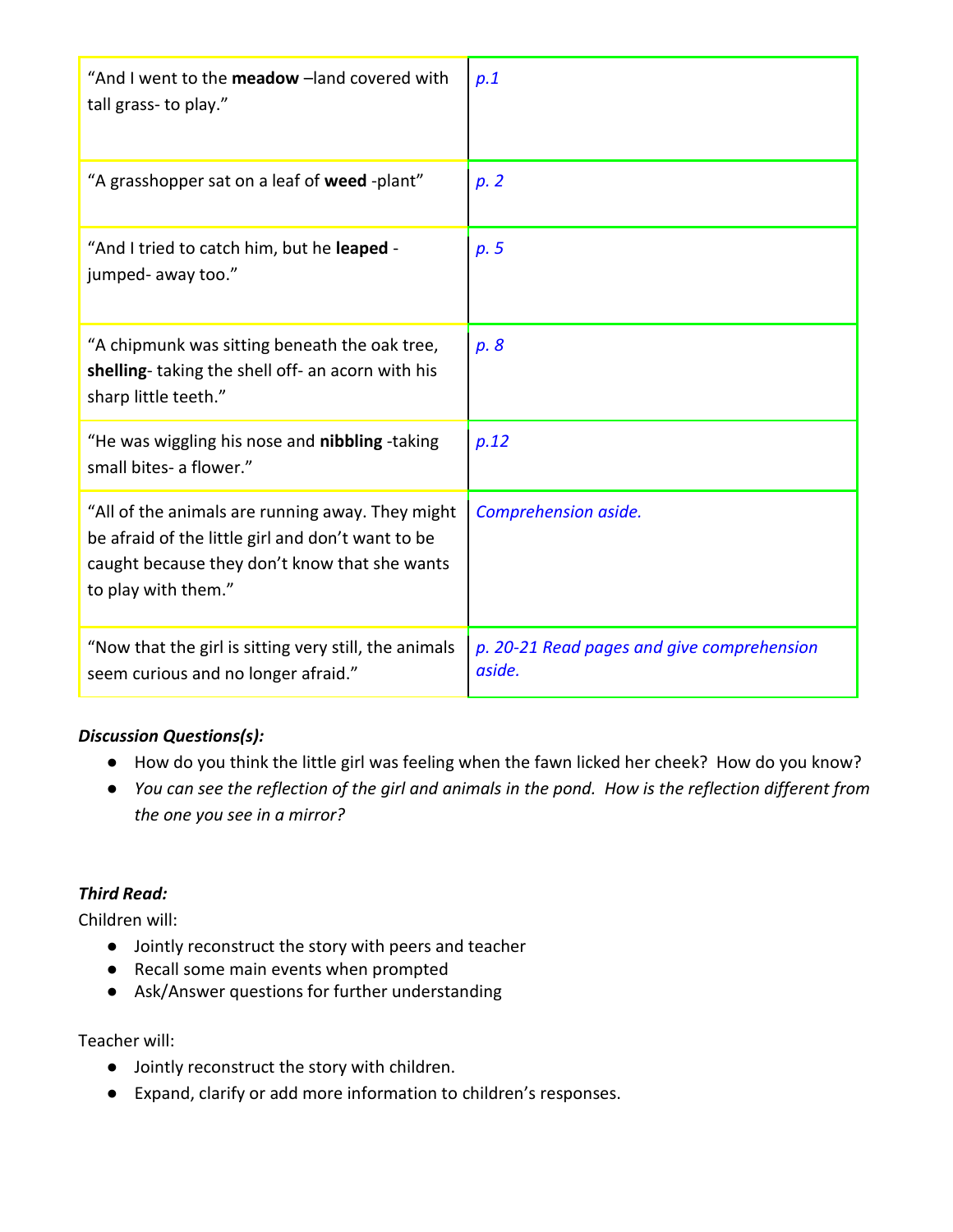| | |
|---|---|
| "And I went to the **meadow** –land covered with tall grass- to play." | *p.1* |
| "A grasshopper sat on a leaf of **weed** -plant" | *p. 2* |
| "And I tried to catch him, but he **leaped** -jumped- away too." | *p. 5* |
| "A chipmunk was sitting beneath the oak tree, **shelling**- taking the shell off- an acorn with his sharp little teeth." | *p. 8* |
| "He was wiggling his nose and **nibbling** -taking small bites- a flower." | *p.12* |
| "All of the animals are running away. They might be afraid of the little girl and don't want to be caught because they don't know that she wants to play with them." | *Comprehension aside.* |
| "Now that the girl is sitting very still, the animals seem curious and no longer afraid." | *p. 20-21 Read pages and give comprehension aside.* |

***Discussion Questions(s):***

- How do you think the little girl was feeling when the fawn licked her cheek? How do you know?
- *You can see the reflection of the girl and animals in the pond. How is the reflection different from the one you see in a mirror?*

***Third Read:***

Children will:

- Jointly reconstruct the story with peers and teacher
- Recall some main events when prompted
- Ask/Answer questions for further understanding

Teacher will:

- Jointly reconstruct the story with children.
- Expand, clarify or add more information to children's responses.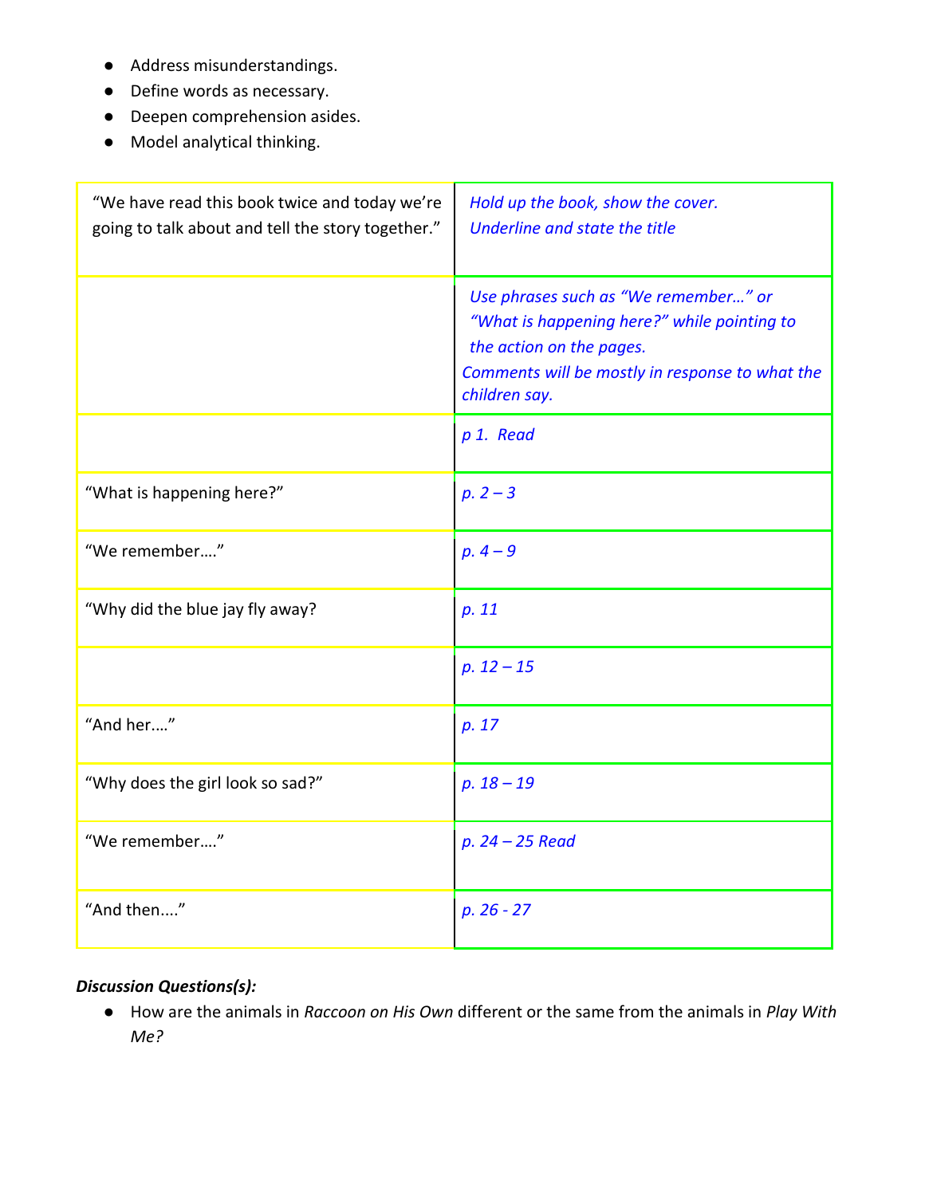- Address misunderstandings.
- Define words as necessary.
- Deepen comprehension asides.
- Model analytical thinking.

| | |
|---|---|
| "We have read this book twice and today we're going to talk about and tell the story together." | *Hold up the book, show the cover.*<br>*Underline and state the title* |
| | *Use phrases such as "We remember…" or "What is happening here?" while pointing to the action on the pages.*<br>*Comments will be mostly in response to what the children say.* |
| | *p 1. Read* |
| "What is happening here?" | *p. 2 – 3* |
| "We remember…." | *p. 4 – 9* |
| "Why did the blue jay fly away? | *p. 11* |
| | *p. 12 – 15* |
| "And her…." | *p. 17* |
| "Why does the girl look so sad?" | *p. 18 – 19* |
| "We remember…." | *p. 24 – 25 Read* |
| "And then...." | *p. 26 - 27* |

***Discussion Questions(s):***

- How are the animals in *Raccoon on His Own* different or the same from the animals in *Play With Me?*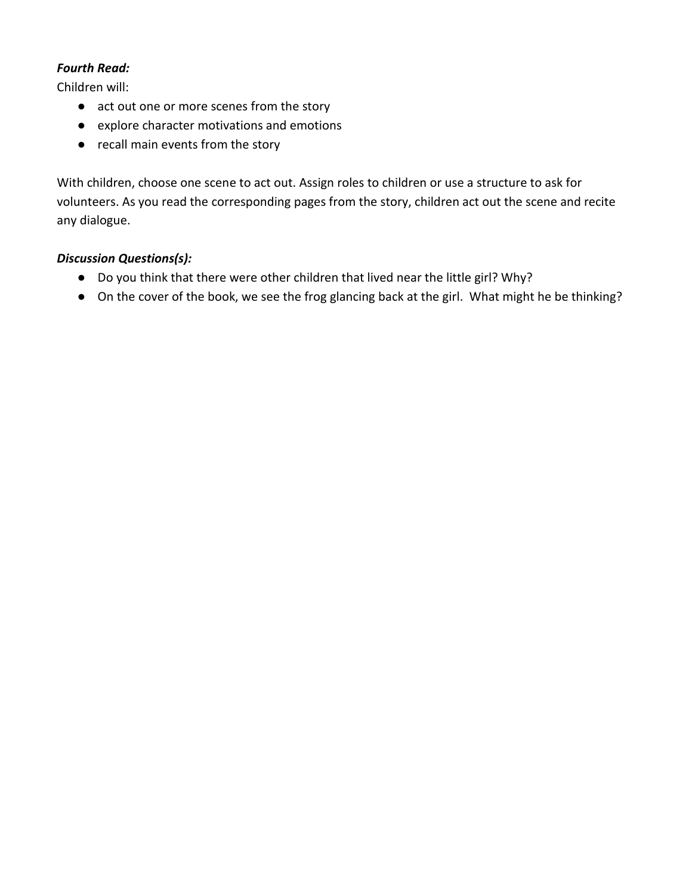***Fourth Read:***

Children will:

- act out one or more scenes from the story
- explore character motivations and emotions
- recall main events from the story

With children, choose one scene to act out. Assign roles to children or use a structure to ask for volunteers. As you read the corresponding pages from the story, children act out the scene and recite any dialogue.

***Discussion Questions(s):***

- Do you think that there were other children that lived near the little girl? Why?
- On the cover of the book, we see the frog glancing back at the girl. What might he be thinking?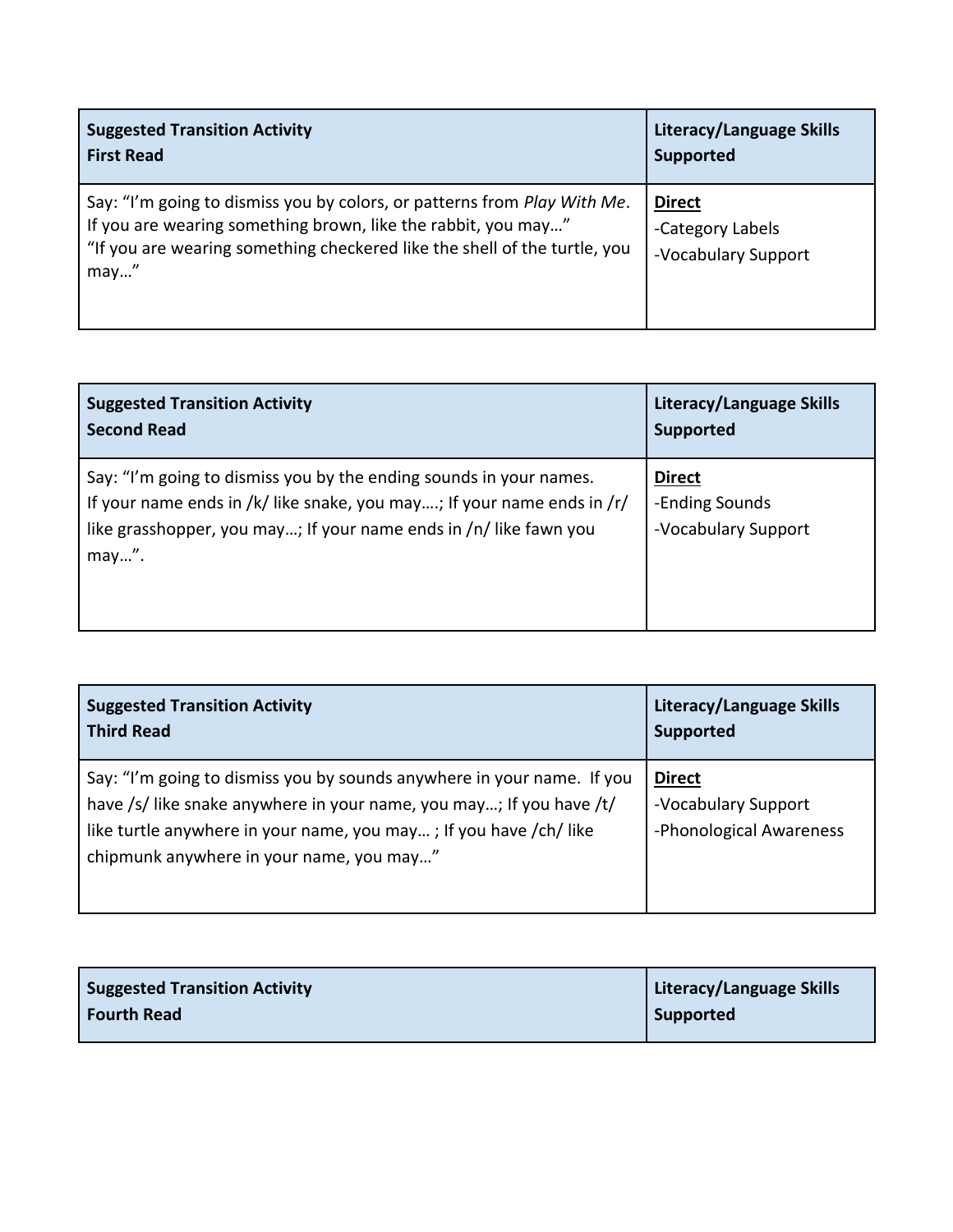| Suggested Transition Activity<br>First Read | Literacy/Language Skills Supported |
|---|---|
| Say: "I'm going to dismiss you by colors, or patterns from *Play With Me*. If you are wearing something brown, like the rabbit, you may…"<br>"If you are wearing something checkered like the shell of the turtle, you may…" | **<u>Direct</u>**<br>-Category Labels<br>-Vocabulary Support |

| Suggested Transition Activity<br>Second Read | Literacy/Language Skills Supported |
|---|---|
| Say: "I'm going to dismiss you by the ending sounds in your names. If your name ends in /k/ like snake, you may….; If your name ends in /r/ like grasshopper, you may…; If your name ends in /n/ like fawn you may…". | **<u>Direct</u>**<br>-Ending Sounds<br>-Vocabulary Support |

| Suggested Transition Activity<br>Third Read | Literacy/Language Skills Supported |
|---|---|
| Say: "I'm going to dismiss you by sounds anywhere in your name. If you have /s/ like snake anywhere in your name, you may…; If you have /t/ like turtle anywhere in your name, you may… ; If you have /ch/ like chipmunk anywhere in your name, you may…" | **<u>Direct</u>**<br>-Vocabulary Support<br>-Phonological Awareness |

| Suggested Transition Activity<br>Fourth Read | Literacy/Language Skills Supported |
|---|---|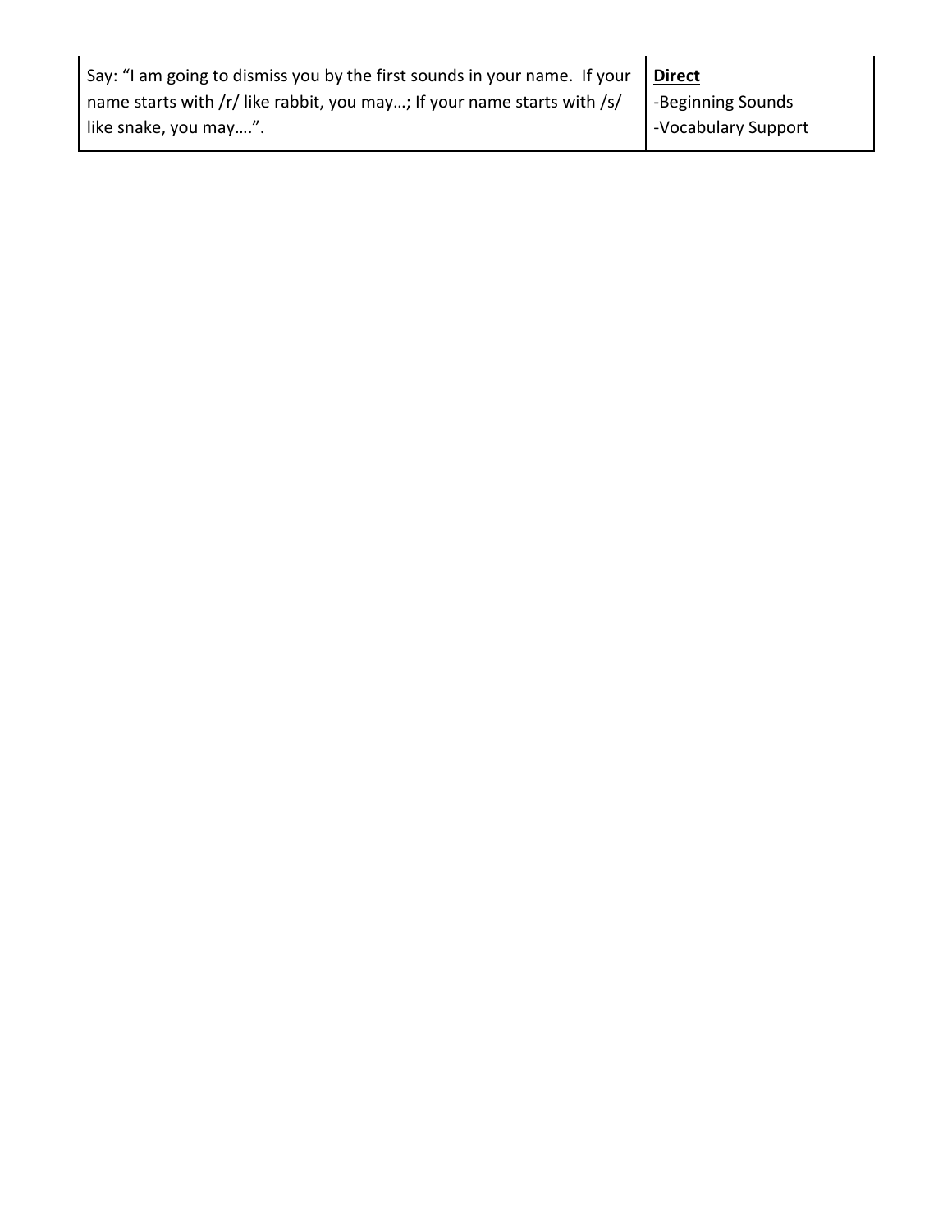| | |
|---|---|
| Say: "I am going to dismiss you by the first sounds in your name. If your name starts with /r/ like rabbit, you may…; If your name starts with /s/ like snake, you may….". | **Direct**<br>-Beginning Sounds<br>-Vocabulary Support |